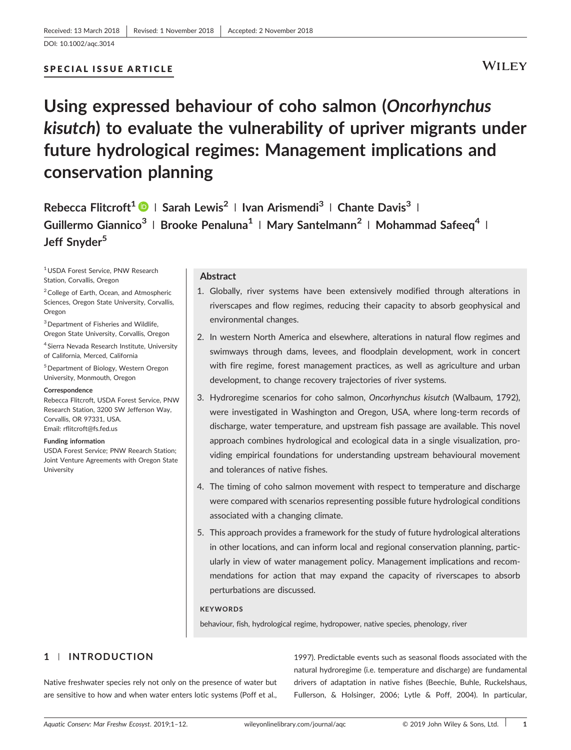Received: 13 March 2018 | Revised: 1 November 2018 | Accepted: 2 November 2018

DOI: 10.1002/aqc.3014

SPECIAL ISSUE ARTICLE

# Using expressed behaviour of coho salmon (*Oncorhynchus kisutch*) to evaluate the vulnerability of upriver migrants under future hydrological regimes: Management implications and conservation planning

**Rebecca Flitcroft[1] | Sarah Lewis[2] | Ivan Arismendi[3] | Chante Davis[3] | Guillermo Giannico[3] | Brooke Penaluna[1] | Mary Santelmann[2] | Mohammad Safeeq[4] | Jeff Snyder[5]**

[1] USDA Forest Service, PNW Research Station, Corvallis, Oregon

[2] College of Earth, Ocean, and Atmospheric Sciences, Oregon State University, Corvallis, Oregon

[3] Department of Fisheries and Wildlife, Oregon State University, Corvallis, Oregon

[4] Sierra Nevada Research Institute, University of California, Merced, California

[5] Department of Biology, Western Oregon University, Monmouth, Oregon

**Correspondence**
Rebecca Flitcroft, USDA Forest Service, PNW Research Station, 3200 SW Jefferson Way, Corvallis, OR 97331, USA.
Email: rflitcroft@fs.fed.us

**Funding information**
USDA Forest Service; PNW Reearch Station; Joint Venture Agreements with Oregon State University

## Abstract

1. Globally, river systems have been extensively modified through alterations in riverscapes and flow regimes, reducing their capacity to absorb geophysical and environmental changes.
2. In western North America and elsewhere, alterations in natural flow regimes and swimways through dams, levees, and floodplain development, work in concert with fire regime, forest management practices, as well as agriculture and urban development, to change recovery trajectories of river systems.
3. Hydroregime scenarios for coho salmon, *Oncorhynchus kisutch* (Walbaum, 1792), were investigated in Washington and Oregon, USA, where long-term records of discharge, water temperature, and upstream fish passage are available. This novel approach combines hydrological and ecological data in a single visualization, providing empirical foundations for understanding upstream behavioural movement and tolerances of native fishes.
4. The timing of coho salmon movement with respect to temperature and discharge were compared with scenarios representing possible future hydrological conditions associated with a changing climate.
5. This approach provides a framework for the study of future hydrological alterations in other locations, and can inform local and regional conservation planning, particularly in view of water management policy. Management implications and recommendations for action that may expand the capacity of riverscapes to absorb perturbations are discussed.

**KEYWORDS**

behaviour, fish, hydrological regime, hydropower, native species, phenology, river

## 1 | INTRODUCTION

Native freshwater species rely not only on the presence of water but are sensitive to how and when water enters lotic systems (Poff et al., 1997). Predictable events such as seasonal floods associated with the natural hydroregime (i.e. temperature and discharge) are fundamental drivers of adaptation in native fishes (Beechie, Buhle, Ruckelshaus, Fullerson, & Holsinger, 2006; Lytle & Poff, 2004). In particular,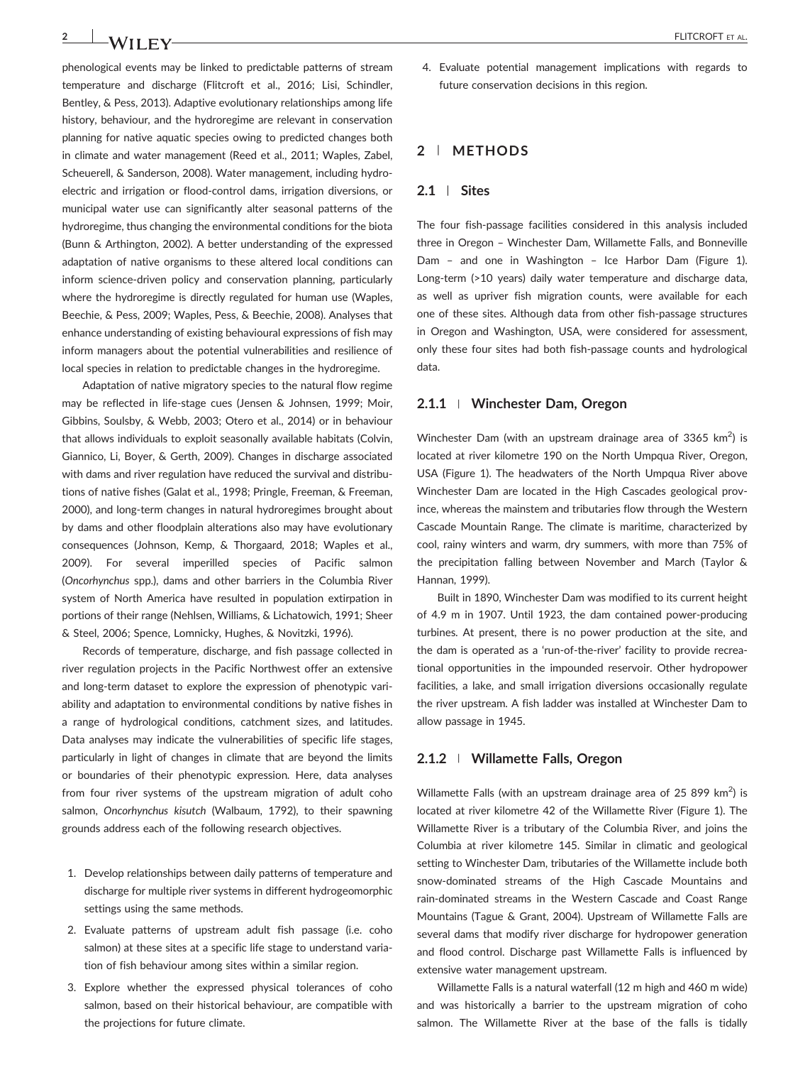phenological events may be linked to predictable patterns of stream temperature and discharge (Flitcroft et al., 2016; Lisi, Schindler, Bentley, & Pess, 2013). Adaptive evolutionary relationships among life history, behaviour, and the hydroregime are relevant in conservation planning for native aquatic species owing to predicted changes both in climate and water management (Reed et al., 2011; Waples, Zabel, Scheuerell, & Sanderson, 2008). Water management, including hydroelectric and irrigation or flood-control dams, irrigation diversions, or municipal water use can significantly alter seasonal patterns of the hydroregime, thus changing the environmental conditions for the biota (Bunn & Arthington, 2002). A better understanding of the expressed adaptation of native organisms to these altered local conditions can inform science-driven policy and conservation planning, particularly where the hydroregime is directly regulated for human use (Waples, Beechie, & Pess, 2009; Waples, Pess, & Beechie, 2008). Analyses that enhance understanding of existing behavioural expressions of fish may inform managers about the potential vulnerabilities and resilience of local species in relation to predictable changes in the hydroregime.

Adaptation of native migratory species to the natural flow regime may be reflected in life-stage cues (Jensen & Johnsen, 1999; Moir, Gibbins, Soulsby, & Webb, 2003; Otero et al., 2014) or in behaviour that allows individuals to exploit seasonally available habitats (Colvin, Giannico, Li, Boyer, & Gerth, 2009). Changes in discharge associated with dams and river regulation have reduced the survival and distributions of native fishes (Galat et al., 1998; Pringle, Freeman, & Freeman, 2000), and long-term changes in natural hydroregimes brought about by dams and other floodplain alterations also may have evolutionary consequences (Johnson, Kemp, & Thorgaard, 2018; Waples et al., 2009). For several imperilled species of Pacific salmon (*Oncorhynchus* spp.), dams and other barriers in the Columbia River system of North America have resulted in population extirpation in portions of their range (Nehlsen, Williams, & Lichatowich, 1991; Sheer & Steel, 2006; Spence, Lomnicky, Hughes, & Novitzki, 1996).

Records of temperature, discharge, and fish passage collected in river regulation projects in the Pacific Northwest offer an extensive and long-term dataset to explore the expression of phenotypic variability and adaptation to environmental conditions by native fishes in a range of hydrological conditions, catchment sizes, and latitudes. Data analyses may indicate the vulnerabilities of specific life stages, particularly in light of changes in climate that are beyond the limits or boundaries of their phenotypic expression. Here, data analyses from four river systems of the upstream migration of adult coho salmon, *Oncorhynchus kisutch* (Walbaum, 1792), to their spawning grounds address each of the following research objectives.

1. Develop relationships between daily patterns of temperature and discharge for multiple river systems in different hydrogeomorphic settings using the same methods.
2. Evaluate patterns of upstream adult fish passage (i.e. coho salmon) at these sites at a specific life stage to understand variation of fish behaviour among sites within a similar region.
3. Explore whether the expressed physical tolerances of coho salmon, based on their historical behaviour, are compatible with the projections for future climate.
4. Evaluate potential management implications with regards to future conservation decisions in this region.

## 2 | METHODS

### 2.1 | Sites

The four fish-passage facilities considered in this analysis included three in Oregon – Winchester Dam, Willamette Falls, and Bonneville Dam – and one in Washington – Ice Harbor Dam (Figure 1). Long-term (>10 years) daily water temperature and discharge data, as well as upriver fish migration counts, were available for each one of these sites. Although data from other fish-passage structures in Oregon and Washington, USA, were considered for assessment, only these four sites had both fish-passage counts and hydrological data.

#### 2.1.1 | Winchester Dam, Oregon

Winchester Dam (with an upstream drainage area of 3365 km$^2$) is located at river kilometre 190 on the North Umpqua River, Oregon, USA (Figure 1). The headwaters of the North Umpqua River above Winchester Dam are located in the High Cascades geological province, whereas the mainstem and tributaries flow through the Western Cascade Mountain Range. The climate is maritime, characterized by cool, rainy winters and warm, dry summers, with more than 75% of the precipitation falling between November and March (Taylor & Hannan, 1999).

Built in 1890, Winchester Dam was modified to its current height of 4.9 m in 1907. Until 1923, the dam contained power-producing turbines. At present, there is no power production at the site, and the dam is operated as a 'run-of-the-river' facility to provide recreational opportunities in the impounded reservoir. Other hydropower facilities, a lake, and small irrigation diversions occasionally regulate the river upstream. A fish ladder was installed at Winchester Dam to allow passage in 1945.

#### 2.1.2 | Willamette Falls, Oregon

Willamette Falls (with an upstream drainage area of 25 899 km$^2$) is located at river kilometre 42 of the Willamette River (Figure 1). The Willamette River is a tributary of the Columbia River, and joins the Columbia at river kilometre 145. Similar in climatic and geological setting to Winchester Dam, tributaries of the Willamette include both snow-dominated streams of the High Cascade Mountains and rain-dominated streams in the Western Cascade and Coast Range Mountains (Tague & Grant, 2004). Upstream of Willamette Falls are several dams that modify river discharge for hydropower generation and flood control. Discharge past Willamette Falls is influenced by extensive water management upstream.

Willamette Falls is a natural waterfall (12 m high and 460 m wide) and was historically a barrier to the upstream migration of coho salmon. The Willamette River at the base of the falls is tidally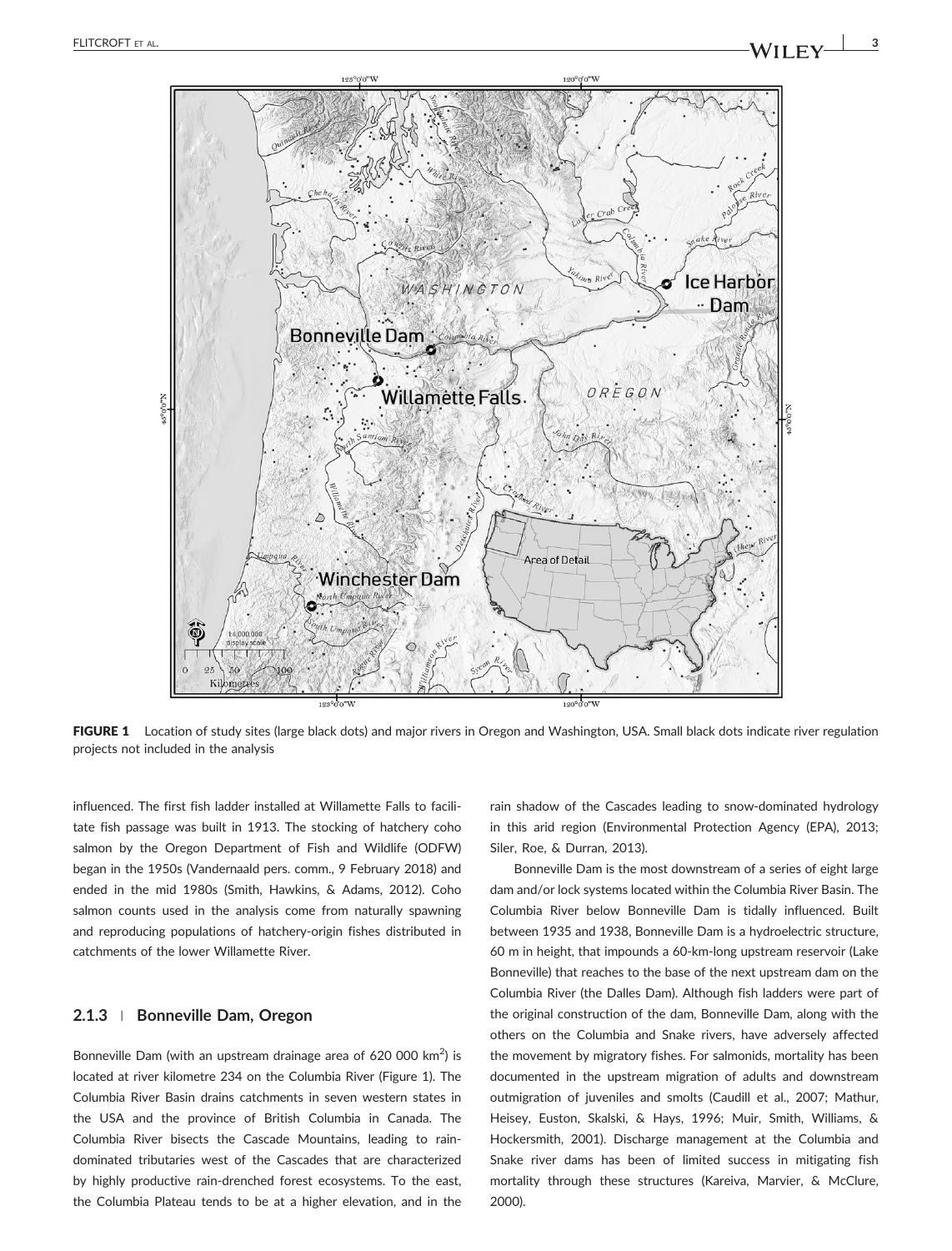FIGURE 1 Location of study sites (large black dots) and major rivers in Oregon and Washington, USA. Small black dots indicate river regulation projects not included in the analysis

influenced. The first fish ladder installed at Willamette Falls to facilitate fish passage was built in 1913. The stocking of hatchery coho salmon by the Oregon Department of Fish and Wildlife (ODFW) began in the 1950s (Vandernaald pers. comm., 9 February 2018) and ended in the mid 1980s (Smith, Hawkins, & Adams, 2012). Coho salmon counts used in the analysis come from naturally spawning and reproducing populations of hatchery-origin fishes distributed in catchments of the lower Willamette River.

### 2.1.3 | Bonneville Dam, Oregon

Bonneville Dam (with an upstream drainage area of 620 000 km$^2$) is located at river kilometre 234 on the Columbia River (Figure 1). The Columbia River Basin drains catchments in seven western states in the USA and the province of British Columbia in Canada. The Columbia River bisects the Cascade Mountains, leading to rain-dominated tributaries west of the Cascades that are characterized by highly productive rain-drenched forest ecosystems. To the east, the Columbia Plateau tends to be at a higher elevation, and in the rain shadow of the Cascades leading to snow-dominated hydrology in this arid region (Environmental Protection Agency (EPA), 2013; Siler, Roe, & Durran, 2013).

Bonneville Dam is the most downstream of a series of eight large dam and/or lock systems located within the Columbia River Basin. The Columbia River below Bonneville Dam is tidally influenced. Built between 1935 and 1938, Bonneville Dam is a hydroelectric structure, 60 m in height, that impounds a 60-km-long upstream reservoir (Lake Bonneville) that reaches to the base of the next upstream dam on the Columbia River (the Dalles Dam). Although fish ladders were part of the original construction of the dam, Bonneville Dam, along with the others on the Columbia and Snake rivers, have adversely affected the movement by migratory fishes. For salmonids, mortality has been documented in the upstream migration of adults and downstream outmigration of juveniles and smolts (Caudill et al., 2007; Mathur, Heisey, Euston, Skalski, & Hays, 1996; Muir, Smith, Williams, & Hockersmith, 2001). Discharge management at the Columbia and Snake river dams has been of limited success in mitigating fish mortality through these structures (Kareiva, Marvier, & McClure, 2000).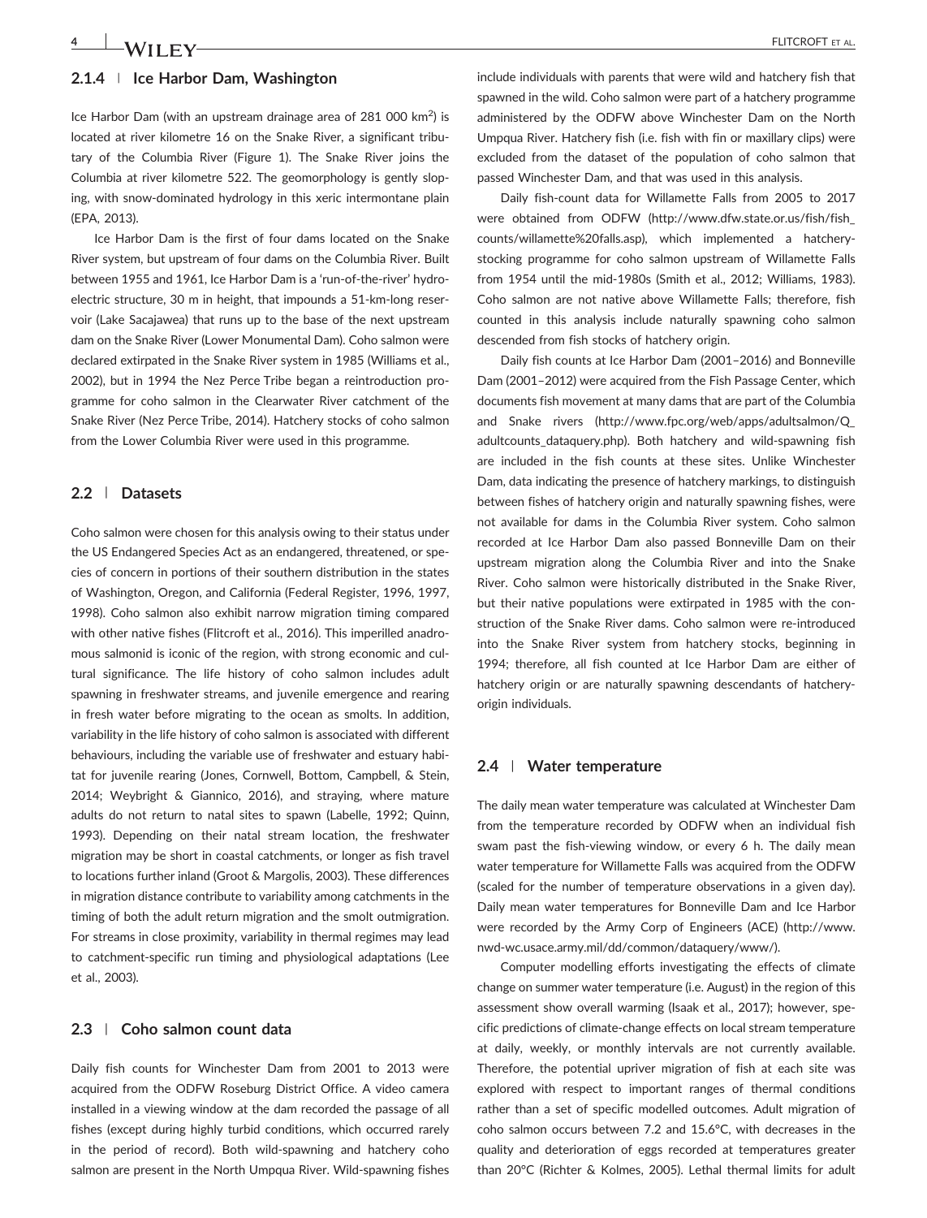### 2.1.4 | Ice Harbor Dam, Washington

Ice Harbor Dam (with an upstream drainage area of 281 000 km$^2$) is located at river kilometre 16 on the Snake River, a significant tributary of the Columbia River (Figure 1). The Snake River joins the Columbia at river kilometre 522. The geomorphology is gently sloping, with snow-dominated hydrology in this xeric intermontane plain (EPA, 2013).

Ice Harbor Dam is the first of four dams located on the Snake River system, but upstream of four dams on the Columbia River. Built between 1955 and 1961, Ice Harbor Dam is a 'run-of-the-river' hydroelectric structure, 30 m in height, that impounds a 51-km-long reservoir (Lake Sacajawea) that runs up to the base of the next upstream dam on the Snake River (Lower Monumental Dam). Coho salmon were declared extirpated in the Snake River system in 1985 (Williams et al., 2002), but in 1994 the Nez Perce Tribe began a reintroduction programme for coho salmon in the Clearwater River catchment of the Snake River (Nez Perce Tribe, 2014). Hatchery stocks of coho salmon from the Lower Columbia River were used in this programme.

## 2.2 | Datasets

Coho salmon were chosen for this analysis owing to their status under the US Endangered Species Act as an endangered, threatened, or species of concern in portions of their southern distribution in the states of Washington, Oregon, and California (Federal Register, 1996, 1997, 1998). Coho salmon also exhibit narrow migration timing compared with other native fishes (Flitcroft et al., 2016). This imperilled anadromous salmonid is iconic of the region, with strong economic and cultural significance. The life history of coho salmon includes adult spawning in freshwater streams, and juvenile emergence and rearing in fresh water before migrating to the ocean as smolts. In addition, variability in the life history of coho salmon is associated with different behaviours, including the variable use of freshwater and estuary habitat for juvenile rearing (Jones, Cornwell, Bottom, Campbell, & Stein, 2014; Weybright & Giannico, 2016), and straying, where mature adults do not return to natal sites to spawn (Labelle, 1992; Quinn, 1993). Depending on their natal stream location, the freshwater migration may be short in coastal catchments, or longer as fish travel to locations further inland (Groot & Margolis, 2003). These differences in migration distance contribute to variability among catchments in the timing of both the adult return migration and the smolt outmigration. For streams in close proximity, variability in thermal regimes may lead to catchment-specific run timing and physiological adaptations (Lee et al., 2003).

## 2.3 | Coho salmon count data

Daily fish counts for Winchester Dam from 2001 to 2013 were acquired from the ODFW Roseburg District Office. A video camera installed in a viewing window at the dam recorded the passage of all fishes (except during highly turbid conditions, which occurred rarely in the period of record). Both wild-spawning and hatchery coho salmon are present in the North Umpqua River. Wild-spawning fishes include individuals with parents that were wild and hatchery fish that spawned in the wild. Coho salmon were part of a hatchery programme administered by the ODFW above Winchester Dam on the North Umpqua River. Hatchery fish (i.e. fish with fin or maxillary clips) were excluded from the dataset of the population of coho salmon that passed Winchester Dam, and that was used in this analysis.

Daily fish-count data for Willamette Falls from 2005 to 2017 were obtained from ODFW (http://www.dfw.state.or.us/fish/fish_counts/willamette%20falls.asp), which implemented a hatchery-stocking programme for coho salmon upstream of Willamette Falls from 1954 until the mid-1980s (Smith et al., 2012; Williams, 1983). Coho salmon are not native above Willamette Falls; therefore, fish counted in this analysis include naturally spawning coho salmon descended from fish stocks of hatchery origin.

Daily fish counts at Ice Harbor Dam (2001–2016) and Bonneville Dam (2001–2012) were acquired from the Fish Passage Center, which documents fish movement at many dams that are part of the Columbia and Snake rivers (http://www.fpc.org/web/apps/adultsalmon/Q_adultcounts_dataquery.php). Both hatchery and wild-spawning fish are included in the fish counts at these sites. Unlike Winchester Dam, data indicating the presence of hatchery markings, to distinguish between fishes of hatchery origin and naturally spawning fishes, were not available for dams in the Columbia River system. Coho salmon recorded at Ice Harbor Dam also passed Bonneville Dam on their upstream migration along the Columbia River and into the Snake River. Coho salmon were historically distributed in the Snake River, but their native populations were extirpated in 1985 with the construction of the Snake River dams. Coho salmon were re-introduced into the Snake River system from hatchery stocks, beginning in 1994; therefore, all fish counted at Ice Harbor Dam are either of hatchery origin or are naturally spawning descendants of hatchery-origin individuals.

## 2.4 | Water temperature

The daily mean water temperature was calculated at Winchester Dam from the temperature recorded by ODFW when an individual fish swam past the fish-viewing window, or every 6 h. The daily mean water temperature for Willamette Falls was acquired from the ODFW (scaled for the number of temperature observations in a given day). Daily mean water temperatures for Bonneville Dam and Ice Harbor were recorded by the Army Corp of Engineers (ACE) (http://www.nwd-wc.usace.army.mil/dd/common/dataquery/www/).

Computer modelling efforts investigating the effects of climate change on summer water temperature (i.e. August) in the region of this assessment show overall warming (Isaak et al., 2017); however, specific predictions of climate-change effects on local stream temperature at daily, weekly, or monthly intervals are not currently available. Therefore, the potential upriver migration of fish at each site was explored with respect to important ranges of thermal conditions rather than a set of specific modelled outcomes. Adult migration of coho salmon occurs between 7.2 and 15.6°C, with decreases in the quality and deterioration of eggs recorded at temperatures greater than 20°C (Richter & Kolmes, 2005). Lethal thermal limits for adult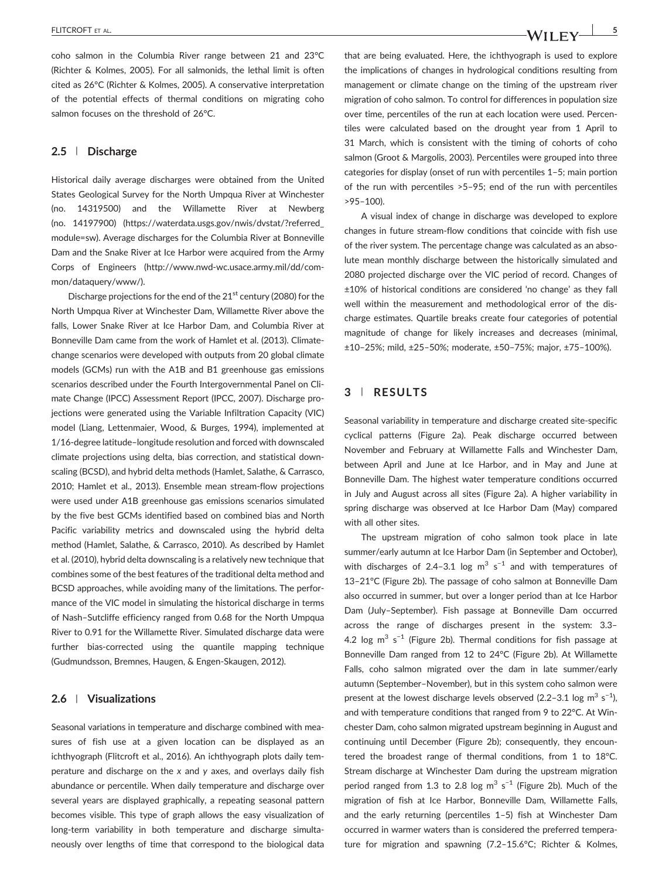coho salmon in the Columbia River range between 21 and 23°C (Richter & Kolmes, 2005). For all salmonids, the lethal limit is often cited as 26°C (Richter & Kolmes, 2005). A conservative interpretation of the potential effects of thermal conditions on migrating coho salmon focuses on the threshold of 26°C.

## 2.5 | Discharge

Historical daily average discharges were obtained from the United States Geological Survey for the North Umpqua River at Winchester (no. 14319500) and the Willamette River at Newberg (no. 14197900) (https://waterdata.usgs.gov/nwis/dvstat/?referred_module=sw). Average discharges for the Columbia River at Bonneville Dam and the Snake River at Ice Harbor were acquired from the Army Corps of Engineers (http://www.nwd-wc.usace.army.mil/dd/common/dataquery/www/).

Discharge projections for the end of the 21st century (2080) for the North Umpqua River at Winchester Dam, Willamette River above the falls, Lower Snake River at Ice Harbor Dam, and Columbia River at Bonneville Dam came from the work of Hamlet et al. (2013). Climate-change scenarios were developed with outputs from 20 global climate models (GCMs) run with the A1B and B1 greenhouse gas emissions scenarios described under the Fourth Intergovernmental Panel on Climate Change (IPCC) Assessment Report (IPCC, 2007). Discharge projections were generated using the Variable Infiltration Capacity (VIC) model (Liang, Lettenmaier, Wood, & Burges, 1994), implemented at 1/16-degree latitude–longitude resolution and forced with downscaled climate projections using delta, bias correction, and statistical downscaling (BCSD), and hybrid delta methods (Hamlet, Salathe, & Carrasco, 2010; Hamlet et al., 2013). Ensemble mean stream-flow projections were used under A1B greenhouse gas emissions scenarios simulated by the five best GCMs identified based on combined bias and North Pacific variability metrics and downscaled using the hybrid delta method (Hamlet, Salathe, & Carrasco, 2010). As described by Hamlet et al. (2010), hybrid delta downscaling is a relatively new technique that combines some of the best features of the traditional delta method and BCSD approaches, while avoiding many of the limitations. The performance of the VIC model in simulating the historical discharge in terms of Nash–Sutcliffe efficiency ranged from 0.68 for the North Umpqua River to 0.91 for the Willamette River. Simulated discharge data were further bias-corrected using the quantile mapping technique (Gudmundsson, Bremnes, Haugen, & Engen-Skaugen, 2012).

## 2.6 | Visualizations

Seasonal variations in temperature and discharge combined with measures of fish use at a given location can be displayed as an ichthyograph (Flitcroft et al., 2016). An ichthyograph plots daily temperature and discharge on the *x* and *y* axes, and overlays daily fish abundance or percentile. When daily temperature and discharge over several years are displayed graphically, a repeating seasonal pattern becomes visible. This type of graph allows the easy visualization of long-term variability in both temperature and discharge simultaneously over lengths of time that correspond to the biological data that are being evaluated. Here, the ichthyograph is used to explore the implications of changes in hydrological conditions resulting from management or climate change on the timing of the upstream river migration of coho salmon. To control for differences in population size over time, percentiles of the run at each location were used. Percentiles were calculated based on the drought year from 1 April to 31 March, which is consistent with the timing of cohorts of coho salmon (Groot & Margolis, 2003). Percentiles were grouped into three categories for display (onset of run with percentiles 1–5; main portion of the run with percentiles >5–95; end of the run with percentiles >95–100).

A visual index of change in discharge was developed to explore changes in future stream-flow conditions that coincide with fish use of the river system. The percentage change was calculated as an absolute mean monthly discharge between the historically simulated and 2080 projected discharge over the VIC period of record. Changes of ±10% of historical conditions are considered 'no change' as they fall well within the measurement and methodological error of the discharge estimates. Quartile breaks create four categories of potential magnitude of change for likely increases and decreases (minimal, ±10–25%; mild, ±25–50%; moderate, ±50–75%; major, ±75–100%).

# 3 | RESULTS

Seasonal variability in temperature and discharge created site-specific cyclical patterns (Figure 2a). Peak discharge occurred between November and February at Willamette Falls and Winchester Dam, between April and June at Ice Harbor, and in May and June at Bonneville Dam. The highest water temperature conditions occurred in July and August across all sites (Figure 2a). A higher variability in spring discharge was observed at Ice Harbor Dam (May) compared with all other sites.

The upstream migration of coho salmon took place in late summer/early autumn at Ice Harbor Dam (in September and October), with discharges of 2.4–3.1 log $m^3\ s^{-1}$ and with temperatures of 13–21°C (Figure 2b). The passage of coho salmon at Bonneville Dam also occurred in summer, but over a longer period than at Ice Harbor Dam (July–September). Fish passage at Bonneville Dam occurred across the range of discharges present in the system: 3.3–4.2 log $m^3\ s^{-1}$ (Figure 2b). Thermal conditions for fish passage at Bonneville Dam ranged from 12 to 24°C (Figure 2b). At Willamette Falls, coho salmon migrated over the dam in late summer/early autumn (September–November), but in this system coho salmon were present at the lowest discharge levels observed (2.2–3.1 log $m^3\ s^{-1}$), and with temperature conditions that ranged from 9 to 22°C. At Winchester Dam, coho salmon migrated upstream beginning in August and continuing until December (Figure 2b); consequently, they encountered the broadest range of thermal conditions, from 1 to 18°C. Stream discharge at Winchester Dam during the upstream migration period ranged from 1.3 to 2.8 log $m^3\ s^{-1}$ (Figure 2b). Much of the migration of fish at Ice Harbor, Bonneville Dam, Willamette Falls, and the early returning (percentiles 1–5) fish at Winchester Dam occurred in warmer waters than is considered the preferred temperature for migration and spawning (7.2–15.6°C; Richter & Kolmes,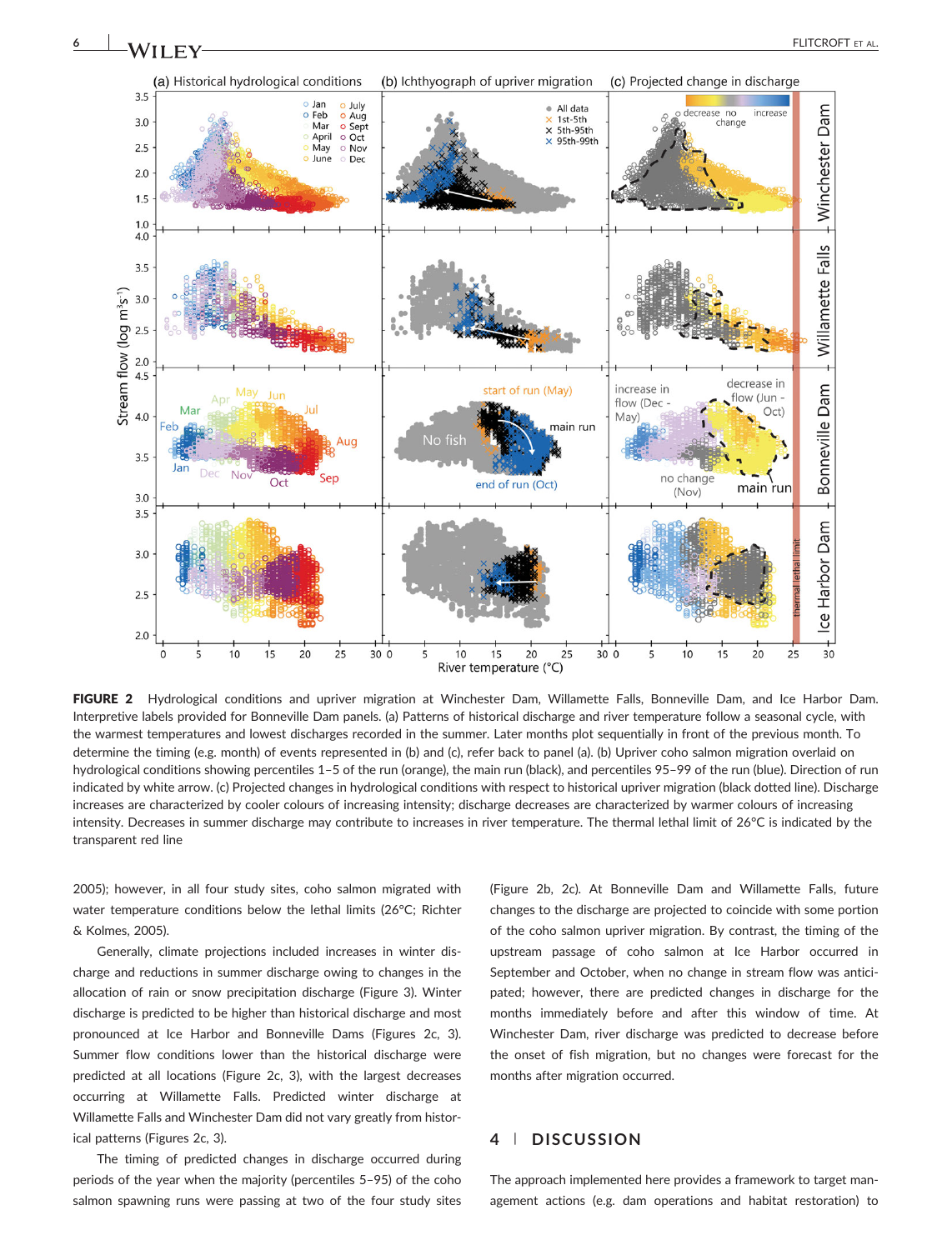**FIGURE 2** Hydrological conditions and upriver migration at Winchester Dam, Willamette Falls, Bonneville Dam, and Ice Harbor Dam. Interpretive labels provided for Bonneville Dam panels. (a) Patterns of historical discharge and river temperature follow a seasonal cycle, with the warmest temperatures and lowest discharges recorded in the summer. Later months plot sequentially in front of the previous month. To determine the timing (e.g. month) of events represented in (b) and (c), refer back to panel (a). (b) Upriver coho salmon migration overlaid on hydrological conditions showing percentiles 1–5 of the run (orange), the main run (black), and percentiles 95–99 of the run (blue). Direction of run indicated by white arrow. (c) Projected changes in hydrological conditions with respect to historical upriver migration (black dotted line). Discharge increases are characterized by cooler colours of increasing intensity; discharge decreases are characterized by warmer colours of increasing intensity. Decreases in summer discharge may contribute to increases in river temperature. The thermal lethal limit of 26°C is indicated by the transparent red line

2005); however, in all four study sites, coho salmon migrated with water temperature conditions below the lethal limits (26°C; Richter & Kolmes, 2005).

Generally, climate projections included increases in winter discharge and reductions in summer discharge owing to changes in the allocation of rain or snow precipitation discharge (Figure 3). Winter discharge is predicted to be higher than historical discharge and most pronounced at Ice Harbor and Bonneville Dams (Figures 2c, 3). Summer flow conditions lower than the historical discharge were predicted at all locations (Figure 2c, 3), with the largest decreases occurring at Willamette Falls. Predicted winter discharge at Willamette Falls and Winchester Dam did not vary greatly from historical patterns (Figures 2c, 3).

The timing of predicted changes in discharge occurred during periods of the year when the majority (percentiles 5–95) of the coho salmon spawning runs were passing at two of the four study sites (Figure 2b, 2c). At Bonneville Dam and Willamette Falls, future changes to the discharge are projected to coincide with some portion of the coho salmon upriver migration. By contrast, the timing of the upstream passage of coho salmon at Ice Harbor occurred in September and October, when no change in stream flow was anticipated; however, there are predicted changes in discharge for the months immediately before and after this window of time. At Winchester Dam, river discharge was predicted to decrease before the onset of fish migration, but no changes were forecast for the months after migration occurred.

## 4 | DISCUSSION

The approach implemented here provides a framework to target management actions (e.g. dam operations and habitat restoration) to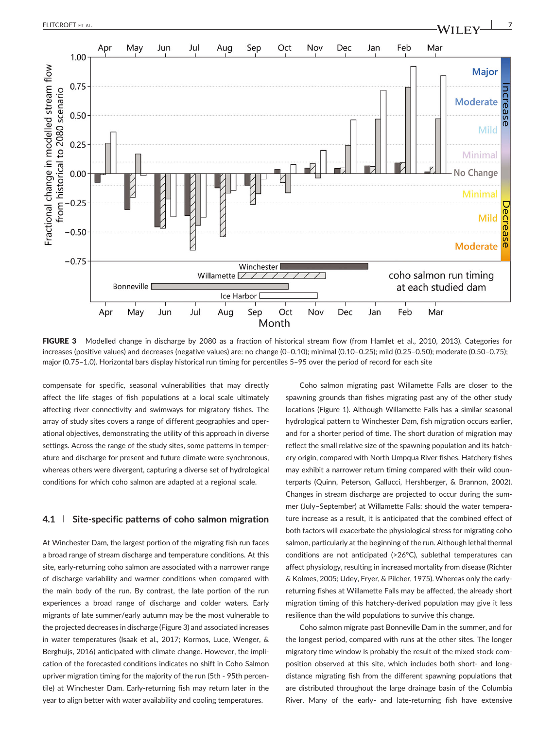**FIGURE 3** Modelled change in discharge by 2080 as a fraction of historical stream flow (from Hamlet et al., 2010, 2013). Categories for increases (positive values) and decreases (negative values) are: no change (0–0.10); minimal (0.10–0.25); mild (0.25–0.50); moderate (0.50–0.75); major (0.75–1.0). Horizontal bars display historical run timing for percentiles 5–95 over the period of record for each site

compensate for specific, seasonal vulnerabilities that may directly affect the life stages of fish populations at a local scale ultimately affecting river connectivity and swimways for migratory fishes. The array of study sites covers a range of different geographies and operational objectives, demonstrating the utility of this approach in diverse settings. Across the range of the study sites, some patterns in temperature and discharge for present and future climate were synchronous, whereas others were divergent, capturing a diverse set of hydrological conditions for which coho salmon are adapted at a regional scale.

### 4.1 | Site-specific patterns of coho salmon migration

At Winchester Dam, the largest portion of the migrating fish run faces a broad range of stream discharge and temperature conditions. At this site, early-returning coho salmon are associated with a narrower range of discharge variability and warmer conditions when compared with the main body of the run. By contrast, the late portion of the run experiences a broad range of discharge and colder waters. Early migrants of late summer/early autumn may be the most vulnerable to the projected decreases in discharge (Figure 3) and associated increases in water temperatures (Isaak et al., 2017; Kormos, Luce, Wenger, & Berghuijs, 2016) anticipated with climate change. However, the implication of the forecasted conditions indicates no shift in Coho Salmon upriver migration timing for the majority of the run (5th - 95th percentile) at Winchester Dam. Early-returning fish may return later in the year to align better with water availability and cooling temperatures.

Coho salmon migrating past Willamette Falls are closer to the spawning grounds than fishes migrating past any of the other study locations (Figure 1). Although Willamette Falls has a similar seasonal hydrological pattern to Winchester Dam, fish migration occurs earlier, and for a shorter period of time. The short duration of migration may reflect the small relative size of the spawning population and its hatchery origin, compared with North Umpqua River fishes. Hatchery fishes may exhibit a narrower return timing compared with their wild counterparts (Quinn, Peterson, Gallucci, Hershberger, & Brannon, 2002). Changes in stream discharge are projected to occur during the summer (July–September) at Willamette Falls: should the water temperature increase as a result, it is anticipated that the combined effect of both factors will exacerbate the physiological stress for migrating coho salmon, particularly at the beginning of the run. Although lethal thermal conditions are not anticipated (>26°C), sublethal temperatures can affect physiology, resulting in increased mortality from disease (Richter & Kolmes, 2005; Udey, Fryer, & Pilcher, 1975). Whereas only the early-returning fishes at Willamette Falls may be affected, the already short migration timing of this hatchery-derived population may give it less resilience than the wild populations to survive this change.

Coho salmon migrate past Bonneville Dam in the summer, and for the longest period, compared with runs at the other sites. The longer migratory time window is probably the result of the mixed stock composition observed at this site, which includes both short- and long-distance migrating fish from the different spawning populations that are distributed throughout the large drainage basin of the Columbia River. Many of the early- and late-returning fish have extensive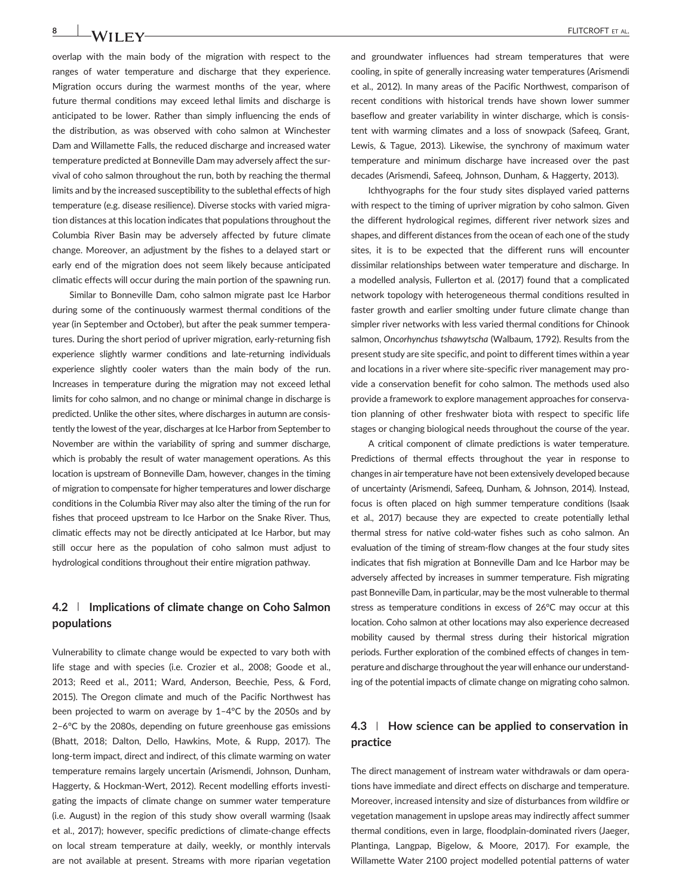overlap with the main body of the migration with respect to the ranges of water temperature and discharge that they experience. Migration occurs during the warmest months of the year, where future thermal conditions may exceed lethal limits and discharge is anticipated to be lower. Rather than simply influencing the ends of the distribution, as was observed with coho salmon at Winchester Dam and Willamette Falls, the reduced discharge and increased water temperature predicted at Bonneville Dam may adversely affect the survival of coho salmon throughout the run, both by reaching the thermal limits and by the increased susceptibility to the sublethal effects of high temperature (e.g. disease resilience). Diverse stocks with varied migration distances at this location indicates that populations throughout the Columbia River Basin may be adversely affected by future climate change. Moreover, an adjustment by the fishes to a delayed start or early end of the migration does not seem likely because anticipated climatic effects will occur during the main portion of the spawning run.

Similar to Bonneville Dam, coho salmon migrate past Ice Harbor during some of the continuously warmest thermal conditions of the year (in September and October), but after the peak summer temperatures. During the short period of upriver migration, early-returning fish experience slightly warmer conditions and late-returning individuals experience slightly cooler waters than the main body of the run. Increases in temperature during the migration may not exceed lethal limits for coho salmon, and no change or minimal change in discharge is predicted. Unlike the other sites, where discharges in autumn are consistently the lowest of the year, discharges at Ice Harbor from September to November are within the variability of spring and summer discharge, which is probably the result of water management operations. As this location is upstream of Bonneville Dam, however, changes in the timing of migration to compensate for higher temperatures and lower discharge conditions in the Columbia River may also alter the timing of the run for fishes that proceed upstream to Ice Harbor on the Snake River. Thus, climatic effects may not be directly anticipated at Ice Harbor, but may still occur here as the population of coho salmon must adjust to hydrological conditions throughout their entire migration pathway.

## 4.2 | Implications of climate change on Coho Salmon populations

Vulnerability to climate change would be expected to vary both with life stage and with species (i.e. Crozier et al., 2008; Goode et al., 2013; Reed et al., 2011; Ward, Anderson, Beechie, Pess, & Ford, 2015). The Oregon climate and much of the Pacific Northwest has been projected to warm on average by 1–4°C by the 2050s and by 2–6°C by the 2080s, depending on future greenhouse gas emissions (Bhatt, 2018; Dalton, Dello, Hawkins, Mote, & Rupp, 2017). The long-term impact, direct and indirect, of this climate warming on water temperature remains largely uncertain (Arismendi, Johnson, Dunham, Haggerty, & Hockman-Wert, 2012). Recent modelling efforts investigating the impacts of climate change on summer water temperature (i.e. August) in the region of this study show overall warming (Isaak et al., 2017); however, specific predictions of climate-change effects on local stream temperature at daily, weekly, or monthly intervals are not available at present. Streams with more riparian vegetation and groundwater influences had stream temperatures that were cooling, in spite of generally increasing water temperatures (Arismendi et al., 2012). In many areas of the Pacific Northwest, comparison of recent conditions with historical trends have shown lower summer baseflow and greater variability in winter discharge, which is consistent with warming climates and a loss of snowpack (Safeeq, Grant, Lewis, & Tague, 2013). Likewise, the synchrony of maximum water temperature and minimum discharge have increased over the past decades (Arismendi, Safeeq, Johnson, Dunham, & Haggerty, 2013).

Ichthyographs for the four study sites displayed varied patterns with respect to the timing of upriver migration by coho salmon. Given the different hydrological regimes, different river network sizes and shapes, and different distances from the ocean of each one of the study sites, it is to be expected that the different runs will encounter dissimilar relationships between water temperature and discharge. In a modelled analysis, Fullerton et al. (2017) found that a complicated network topology with heterogeneous thermal conditions resulted in faster growth and earlier smolting under future climate change than simpler river networks with less varied thermal conditions for Chinook salmon, *Oncorhynchus tshawytscha* (Walbaum, 1792). Results from the present study are site specific, and point to different times within a year and locations in a river where site-specific river management may provide a conservation benefit for coho salmon. The methods used also provide a framework to explore management approaches for conservation planning of other freshwater biota with respect to specific life stages or changing biological needs throughout the course of the year.

A critical component of climate predictions is water temperature. Predictions of thermal effects throughout the year in response to changes in air temperature have not been extensively developed because of uncertainty (Arismendi, Safeeq, Dunham, & Johnson, 2014). Instead, focus is often placed on high summer temperature conditions (Isaak et al., 2017) because they are expected to create potentially lethal thermal stress for native cold-water fishes such as coho salmon. An evaluation of the timing of stream-flow changes at the four study sites indicates that fish migration at Bonneville Dam and Ice Harbor may be adversely affected by increases in summer temperature. Fish migrating past Bonneville Dam, in particular, may be the most vulnerable to thermal stress as temperature conditions in excess of 26°C may occur at this location. Coho salmon at other locations may also experience decreased mobility caused by thermal stress during their historical migration periods. Further exploration of the combined effects of changes in temperature and discharge throughout the year will enhance our understanding of the potential impacts of climate change on migrating coho salmon.

## 4.3 | How science can be applied to conservation in practice

The direct management of instream water withdrawals or dam operations have immediate and direct effects on discharge and temperature. Moreover, increased intensity and size of disturbances from wildfire or vegetation management in upslope areas may indirectly affect summer thermal conditions, even in large, floodplain-dominated rivers (Jaeger, Plantinga, Langpap, Bigelow, & Moore, 2017). For example, the Willamette Water 2100 project modelled potential patterns of water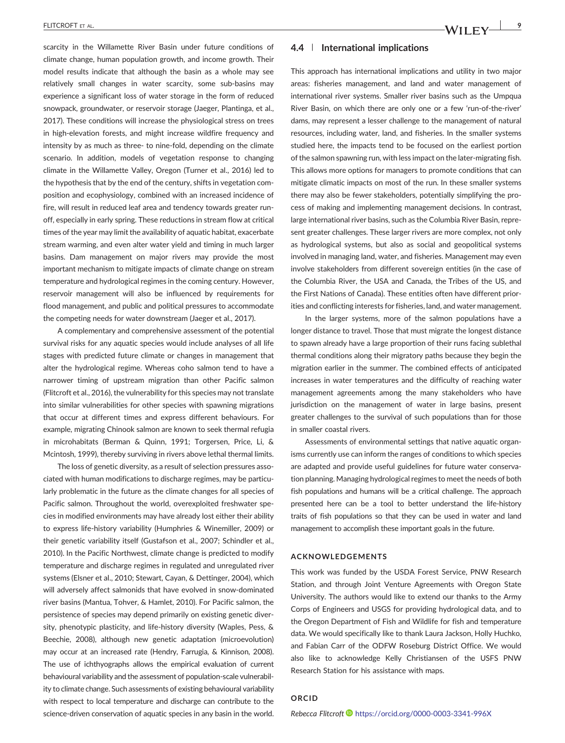scarcity in the Willamette River Basin under future conditions of climate change, human population growth, and income growth. Their model results indicate that although the basin as a whole may see relatively small changes in water scarcity, some sub-basins may experience a significant loss of water storage in the form of reduced snowpack, groundwater, or reservoir storage (Jaeger, Plantinga, et al., 2017). These conditions will increase the physiological stress on trees in high-elevation forests, and might increase wildfire frequency and intensity by as much as three- to nine-fold, depending on the climate scenario. In addition, models of vegetation response to changing climate in the Willamette Valley, Oregon (Turner et al., 2016) led to the hypothesis that by the end of the century, shifts in vegetation composition and ecophysiology, combined with an increased incidence of fire, will result in reduced leaf area and tendency towards greater runoff, especially in early spring. These reductions in stream flow at critical times of the year may limit the availability of aquatic habitat, exacerbate stream warming, and even alter water yield and timing in much larger basins. Dam management on major rivers may provide the most important mechanism to mitigate impacts of climate change on stream temperature and hydrological regimes in the coming century. However, reservoir management will also be influenced by requirements for flood management, and public and political pressures to accommodate the competing needs for water downstream (Jaeger et al., 2017).

A complementary and comprehensive assessment of the potential survival risks for any aquatic species would include analyses of all life stages with predicted future climate or changes in management that alter the hydrological regime. Whereas coho salmon tend to have a narrower timing of upstream migration than other Pacific salmon (Flitcroft et al., 2016), the vulnerability for this species may not translate into similar vulnerabilities for other species with spawning migrations that occur at different times and express different behaviours. For example, migrating Chinook salmon are known to seek thermal refugia in microhabitats (Berman & Quinn, 1991; Torgersen, Price, Li, & Mcintosh, 1999), thereby surviving in rivers above lethal thermal limits.

The loss of genetic diversity, as a result of selection pressures associated with human modifications to discharge regimes, may be particularly problematic in the future as the climate changes for all species of Pacific salmon. Throughout the world, overexploited freshwater species in modified environments may have already lost either their ability to express life-history variability (Humphries & Winemiller, 2009) or their genetic variability itself (Gustafson et al., 2007; Schindler et al., 2010). In the Pacific Northwest, climate change is predicted to modify temperature and discharge regimes in regulated and unregulated river systems (Elsner et al., 2010; Stewart, Cayan, & Dettinger, 2004), which will adversely affect salmonids that have evolved in snow-dominated river basins (Mantua, Tohver, & Hamlet, 2010). For Pacific salmon, the persistence of species may depend primarily on existing genetic diversity, phenotypic plasticity, and life-history diversity (Waples, Pess, & Beechie, 2008), although new genetic adaptation (microevolution) may occur at an increased rate (Hendry, Farrugia, & Kinnison, 2008). The use of ichthyographs allows the empirical evaluation of current behavioural variability and the assessment of population-scale vulnerability to climate change. Such assessments of existing behavioural variability with respect to local temperature and discharge can contribute to the science-driven conservation of aquatic species in any basin in the world.

## 4.4 | International implications

This approach has international implications and utility in two major areas: fisheries management, and land and water management of international river systems. Smaller river basins such as the Umpqua River Basin, on which there are only one or a few 'run-of-the-river' dams, may represent a lesser challenge to the management of natural resources, including water, land, and fisheries. In the smaller systems studied here, the impacts tend to be focused on the earliest portion of the salmon spawning run, with less impact on the later-migrating fish. This allows more options for managers to promote conditions that can mitigate climatic impacts on most of the run. In these smaller systems there may also be fewer stakeholders, potentially simplifying the process of making and implementing management decisions. In contrast, large international river basins, such as the Columbia River Basin, represent greater challenges. These larger rivers are more complex, not only as hydrological systems, but also as social and geopolitical systems involved in managing land, water, and fisheries. Management may even involve stakeholders from different sovereign entities (in the case of the Columbia River, the USA and Canada, the Tribes of the US, and the First Nations of Canada). These entities often have different priorities and conflicting interests for fisheries, land, and water management.

In the larger systems, more of the salmon populations have a longer distance to travel. Those that must migrate the longest distance to spawn already have a large proportion of their runs facing sublethal thermal conditions along their migratory paths because they begin the migration earlier in the summer. The combined effects of anticipated increases in water temperatures and the difficulty of reaching water management agreements among the many stakeholders who have jurisdiction on the management of water in large basins, present greater challenges to the survival of such populations than for those in smaller coastal rivers.

Assessments of environmental settings that native aquatic organisms currently use can inform the ranges of conditions to which species are adapted and provide useful guidelines for future water conservation planning. Managing hydrological regimes to meet the needs of both fish populations and humans will be a critical challenge. The approach presented here can be a tool to better understand the life-history traits of fish populations so that they can be used in water and land management to accomplish these important goals in the future.

## ACKNOWLEDGEMENTS

This work was funded by the USDA Forest Service, PNW Research Station, and through Joint Venture Agreements with Oregon State University. The authors would like to extend our thanks to the Army Corps of Engineers and USGS for providing hydrological data, and to the Oregon Department of Fish and Wildlife for fish and temperature data. We would specifically like to thank Laura Jackson, Holly Huchko, and Fabian Carr of the ODFW Roseburg District Office. We would also like to acknowledge Kelly Christiansen of the USFS PNW Research Station for his assistance with maps.

## ORCID

*Rebecca Flitcroft* https://orcid.org/0000-0003-3341-996X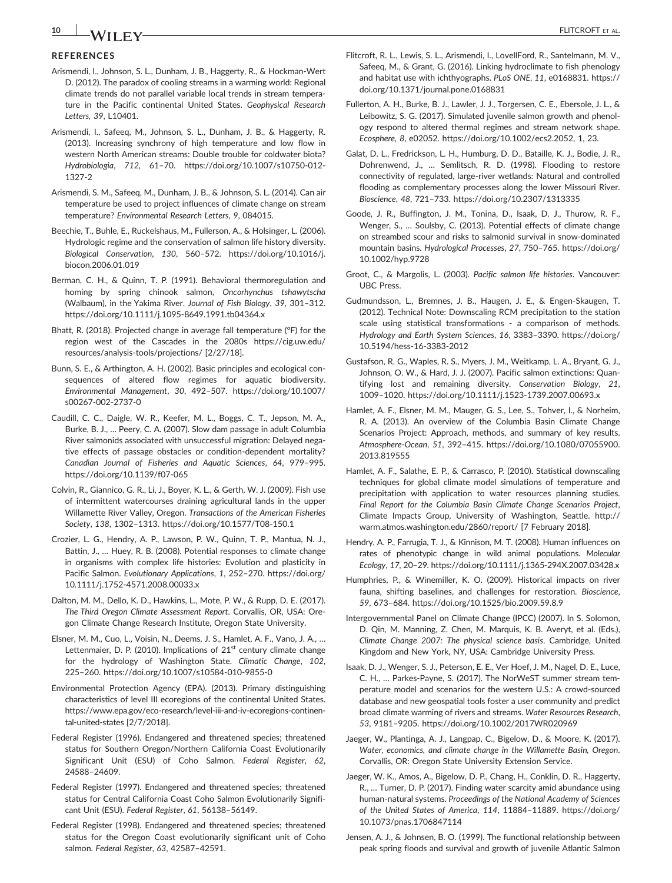## REFERENCES

Arismendi, I., Johnson, S. L., Dunham, J. B., Haggerty, R., & Hockman-Wert D. (2012). The paradox of cooling streams in a warming world: Regional climate trends do not parallel variable local trends in stream temperature in the Pacific continental United States. *Geophysical Research Letters*, *39*, L10401.

Arismendi, I., Safeeq, M., Johnson, S. L., Dunham, J. B., & Haggerty, R. (2013). Increasing synchrony of high temperature and low flow in western North American streams: Double trouble for coldwater biota? *Hydrobiologia*, *712*, 61–70. https://doi.org/10.1007/s10750-012-1327-2

Arismendi, S. M., Safeeq, M., Dunham, J. B., & Johnson, S. L. (2014). Can air temperature be used to project influences of climate change on stream temperature? *Environmental Research Letters*, *9*, 084015.

Beechie, T., Buhle, E., Ruckelshaus, M., Fullerson, A., & Holsinger, L. (2006). Hydrologic regime and the conservation of salmon life history diversity. *Biological Conservation*, *130*, 560–572. https://doi.org/10.1016/j.biocon.2006.01.019

Berman, C. H., & Quinn, T. P. (1991). Behavioral thermoregulation and homing by spring chinook salmon, *Oncorhynchus tshawytscha* (Walbaum), in the Yakima River. *Journal of Fish Biology*, *39*, 301–312. https://doi.org/10.1111/j.1095-8649.1991.tb04364.x

Bhatt, R. (2018). Projected change in average fall temperature (°F) for the region west of the Cascades in the 2080s https://cig.uw.edu/resources/analysis-tools/projections/ [2/27/18].

Bunn, S. E., & Arthington, A. H. (2002). Basic principles and ecological consequences of altered flow regimes for aquatic biodiversity. *Environmental Management*, *30*, 492–507. https://doi.org/10.1007/s00267-002-2737-0

Caudill, C. C., Daigle, W. R., Keefer, M. L., Boggs, C. T., Jepson, M. A., Burke, B. J., … Peery, C. A. (2007). Slow dam passage in adult Columbia River salmonids associated with unsuccessful migration: Delayed negative effects of passage obstacles or condition-dependent mortality? *Canadian Journal of Fisheries and Aquatic Sciences*, *64*, 979–995. https://doi.org/10.1139/f07-065

Colvin, R., Giannico, G. R., Li, J., Boyer, K. L., & Gerth, W. J. (2009). Fish use of intermittent watercourses draining agricultural lands in the upper Willamette River Valley, Oregon. *Transactions of the American Fisheries Society*, *138*, 1302–1313. https://doi.org/10.1577/T08-150.1

Crozier, L. G., Hendry, A. P., Lawson, P. W., Quinn, T. P., Mantua, N. J., Battin, J., … Huey, R. B. (2008). Potential responses to climate change in organisms with complex life histories: Evolution and plasticity in Pacific Salmon. *Evolutionary Applications*, *1*, 252–270. https://doi.org/10.1111/j.1752-4571.2008.00033.x

Dalton, M. M., Dello, K. D., Hawkins, L., Mote, P. W., & Rupp, D. E. (2017). *The Third Oregon Climate Assessment Report*. Corvallis, OR, USA: Oregon Climate Change Research Institute, Oregon State University.

Elsner, M. M., Cuo, L., Voisin, N., Deems, J. S., Hamlet, A. F., Vano, J. A., … Lettenmaier, D. P. (2010). Implications of 21st century climate change for the hydrology of Washington State. *Climatic Change*, *102*, 225–260. https://doi.org/10.1007/s10584-010-9855-0

Environmental Protection Agency (EPA). (2013). Primary distinguishing characteristics of level III ecoregions of the continental United States. https://www.epa.gov/eco-research/level-iii-and-iv-ecoregions-continental-united-states [2/7/2018].

Federal Register (1996). Endangered and threatened species; threatened status for Southern Oregon/Northern California Coast Evolutionarily Significant Unit (ESU) of Coho Salmon. *Federal Register*, *62*, 24588–24609.

Federal Register (1997). Endangered and threatened species; threatened status for Central California Coast Coho Salmon Evolutionarily Significant Unit (ESU). *Federal Register*, *61*, 56138–56149.

Federal Register (1998). Endangered and threatened species; threatened status for the Oregon Coast evolutionarily significant unit of Coho salmon. *Federal Register*, *63*, 42587–42591.

Flitcroft, R. L., Lewis, S. L., Arismendi, I., LovellFord, R., Santelmann, M. V., Safeeq, M., & Grant, G. (2016). Linking hydroclimate to fish phenology and habitat use with ichthyographs. *PLoS ONE*, *11*, e0168831. https://doi.org/10.1371/journal.pone.0168831

Fullerton, A. H., Burke, B. J., Lawler, J. J., Torgersen, C. E., Ebersole, J. L., & Leibowitz, S. G. (2017). Simulated juvenile salmon growth and phenology respond to altered thermal regimes and stream network shape. *Ecosphere*, *8*, e02052. https://doi.org/10.1002/ecs2.2052, 1, 23.

Galat, D. L., Fredrickson, L. H., Humburg, D. D., Bataille, K. J., Bodie, J. R., Dohrenwend, J., … Semlitsch, R. D. (1998). Flooding to restore connectivity of regulated, large-river wetlands: Natural and controlled flooding as complementary processes along the lower Missouri River. *Bioscience*, *48*, 721–733. https://doi.org/10.2307/1313335

Goode, J. R., Buffington, J. M., Tonina, D., Isaak, D. J., Thurow, R. F., Wenger, S., … Soulsby, C. (2013). Potential effects of climate change on streambed scour and risks to salmonid survival in snow-dominated mountain basins. *Hydrological Processes*, *27*, 750–765. https://doi.org/10.1002/hyp.9728

Groot, C., & Margolis, L. (2003). *Pacific salmon life histories*. Vancouver: UBC Press.

Gudmundsson, L., Bremnes, J. B., Haugen, J. E., & Engen-Skaugen, T. (2012). Technical Note: Downscaling RCM precipitation to the station scale using statistical transformations - a comparison of methods. *Hydrology and Earth System Sciences*, *16*, 3383–3390. https://doi.org/10.5194/hess-16-3383-2012

Gustafson, R. G., Waples, R. S., Myers, J. M., Weitkamp, L. A., Bryant, G. J., Johnson, O. W., & Hard, J. J. (2007). Pacific salmon extinctions: Quantifying lost and remaining diversity. *Conservation Biology*, *21*, 1009–1020. https://doi.org/10.1111/j.1523-1739.2007.00693.x

Hamlet, A. F., Elsner, M. M., Mauger, G. S., Lee, S., Tohver, I., & Norheim, R. A. (2013). An overview of the Columbia Basin Climate Change Scenarios Project: Approach, methods, and summary of key results. *Atmosphere-Ocean*, *51*, 392–415. https://doi.org/10.1080/07055900.2013.819555

Hamlet, A. F., Salathe, E. P., & Carrasco, P. (2010). Statistical downscaling techniques for global climate model simulations of temperature and precipitation with application to water resources planning studies. *Final Report for the Columbia Basin Climate Change Scenarios Project*, Climate Impacts Group, University of Washington, Seattle. http://warm.atmos.washington.edu/2860/report/ [7 February 2018].

Hendry, A. P., Farrugia, T. J., & Kinnison, M. T. (2008). Human influences on rates of phenotypic change in wild animal populations. *Molecular Ecology*, *17*, 20–29. https://doi.org/10.1111/j.1365-294X.2007.03428.x

Humphries, P., & Winemiller, K. O. (2009). Historical impacts on river fauna, shifting baselines, and challenges for restoration. *Bioscience*, *59*, 673–684. https://doi.org/10.1525/bio.2009.59.8.9

Intergovernmental Panel on Climate Change (IPCC) (2007). In S. Solomon, D. Qin, M. Manning, Z. Chen, M. Marquis, K. B. Averyt, et al. (Eds.), *Climate Change 2007: The physical science basis*. Cambridge, United Kingdom and New York, NY, USA: Cambridge University Press.

Isaak, D. J., Wenger, S. J., Peterson, E. E., Ver Hoef, J. M., Nagel, D. E., Luce, C. H., … Parkes-Payne, S. (2017). The NorWeST summer stream temperature model and scenarios for the western U.S.: A crowd-sourced database and new geospatial tools foster a user community and predict broad climate warming of rivers and streams. *Water Resources Research*, *53*, 9181–9205. https://doi.org/10.1002/2017WR020969

Jaeger, W., Plantinga, A. J., Langpap, C., Bigelow, D., & Moore, K. (2017). *Water, economics, and climate change in the Willamette Basin, Oregon*. Corvallis, OR: Oregon State University Extension Service.

Jaeger, W. K., Amos, A., Bigelow, D. P., Chang, H., Conklin, D. R., Haggerty, R., … Turner, D. P. (2017). Finding water scarcity amid abundance using human-natural systems. *Proceedings of the National Academy of Sciences of the United States of America*, *114*, 11884–11889. https://doi.org/10.1073/pnas.1706847114

Jensen, A. J., & Johnsen, B. O. (1999). The functional relationship between peak spring floods and survival and growth of juvenile Atlantic Salmon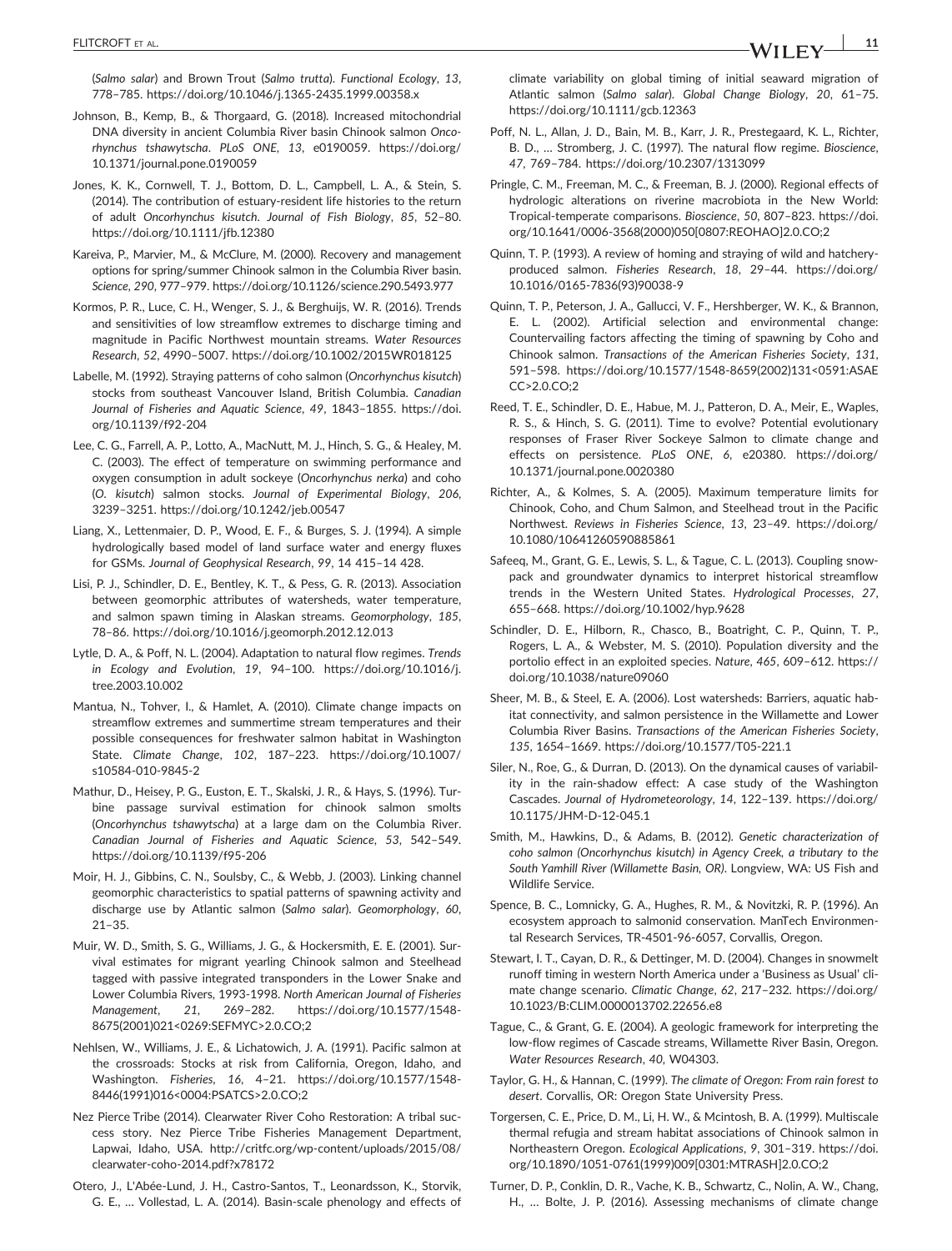(*Salmo salar*) and Brown Trout (*Salmo trutta*). *Functional Ecology*, *13*, 778–785. https://doi.org/10.1046/j.1365-2435.1999.00358.x

Johnson, B., Kemp, B., & Thorgaard, G. (2018). Increased mitochondrial DNA diversity in ancient Columbia River basin Chinook salmon *Oncorhynchus tshawytscha*. *PLoS ONE*, *13*, e0190059. https://doi.org/10.1371/journal.pone.0190059

Jones, K. K., Cornwell, T. J., Bottom, D. L., Campbell, L. A., & Stein, S. (2014). The contribution of estuary-resident life histories to the return of adult *Oncorhynchus kisutch*. *Journal of Fish Biology*, *85*, 52–80. https://doi.org/10.1111/jfb.12380

Kareiva, P., Marvier, M., & McClure, M. (2000). Recovery and management options for spring/summer Chinook salmon in the Columbia River basin. *Science*, *290*, 977–979. https://doi.org/10.1126/science.290.5493.977

Kormos, P. R., Luce, C. H., Wenger, S. J., & Berghuijs, W. R. (2016). Trends and sensitivities of low streamflow extremes to discharge timing and magnitude in Pacific Northwest mountain streams. *Water Resources Research*, *52*, 4990–5007. https://doi.org/10.1002/2015WR018125

Labelle, M. (1992). Straying patterns of coho salmon (*Oncorhynchus kisutch*) stocks from southeast Vancouver Island, British Columbia. *Canadian Journal of Fisheries and Aquatic Science*, *49*, 1843–1855. https://doi.org/10.1139/f92-204

Lee, C. G., Farrell, A. P., Lotto, A., MacNutt, M. J., Hinch, S. G., & Healey, M. C. (2003). The effect of temperature on swimming performance and oxygen consumption in adult sockeye (*Oncorhynchus nerka*) and coho (*O. kisutch*) salmon stocks. *Journal of Experimental Biology*, *206*, 3239–3251. https://doi.org/10.1242/jeb.00547

Liang, X., Lettenmaier, D. P., Wood, E. F., & Burges, S. J. (1994). A simple hydrologically based model of land surface water and energy fluxes for GSMs. *Journal of Geophysical Research*, *99*, 14 415–14 428.

Lisi, P. J., Schindler, D. E., Bentley, K. T., & Pess, G. R. (2013). Association between geomorphic attributes of watersheds, water temperature, and salmon spawn timing in Alaskan streams. *Geomorphology*, *185*, 78–86. https://doi.org/10.1016/j.geomorph.2012.12.013

Lytle, D. A., & Poff, N. L. (2004). Adaptation to natural flow regimes. *Trends in Ecology and Evolution*, *19*, 94–100. https://doi.org/10.1016/j.tree.2003.10.002

Mantua, N., Tohver, I., & Hamlet, A. (2010). Climate change impacts on streamflow extremes and summertime stream temperatures and their possible consequences for freshwater salmon habitat in Washington State. *Climate Change*, *102*, 187–223. https://doi.org/10.1007/s10584-010-9845-2

Mathur, D., Heisey, P. G., Euston, E. T., Skalski, J. R., & Hays, S. (1996). Turbine passage survival estimation for chinook salmon smolts (*Oncorhynchus tshawytscha*) at a large dam on the Columbia River. *Canadian Journal of Fisheries and Aquatic Science*, *53*, 542–549. https://doi.org/10.1139/f95-206

Moir, H. J., Gibbins, C. N., Soulsby, C., & Webb, J. (2003). Linking channel geomorphic characteristics to spatial patterns of spawning activity and discharge use by Atlantic salmon (*Salmo salar*). *Geomorphology*, *60*, 21–35.

Muir, W. D., Smith, S. G., Williams, J. G., & Hockersmith, E. E. (2001). Survival estimates for migrant yearling Chinook salmon and Steelhead tagged with passive integrated transponders in the Lower Snake and Lower Columbia Rivers, 1993-1998. *North American Journal of Fisheries Management*, *21*, 269–282. https://doi.org/10.1577/1548-8675(2001)021<0269:SEFMYC>2.0.CO;2

Nehlsen, W., Williams, J. E., & Lichatowich, J. A. (1991). Pacific salmon at the crossroads: Stocks at risk from California, Oregon, Idaho, and Washington. *Fisheries*, *16*, 4–21. https://doi.org/10.1577/1548-8446(1991)016<0004:PSATCS>2.0.CO;2

Nez Pierce Tribe (2014). Clearwater River Coho Restoration: A tribal success story. Nez Pierce Tribe Fisheries Management Department, Lapwai, Idaho, USA. http://critfc.org/wp-content/uploads/2015/08/clearwater-coho-2014.pdf?x78172

Otero, J., L'Abée-Lund, J. H., Castro-Santos, T., Leonardsson, K., Storvik, G. E., … Vollestad, L. A. (2014). Basin-scale phenology and effects of climate variability on global timing of initial seaward migration of Atlantic salmon (*Salmo salar*). *Global Change Biology*, *20*, 61–75. https://doi.org/10.1111/gcb.12363

Poff, N. L., Allan, J. D., Bain, M. B., Karr, J. R., Prestegaard, K. L., Richter, B. D., … Stromberg, J. C. (1997). The natural flow regime. *Bioscience*, *47*, 769–784. https://doi.org/10.2307/1313099

Pringle, C. M., Freeman, M. C., & Freeman, B. J. (2000). Regional effects of hydrologic alterations on riverine macrobiota in the New World: Tropical-temperate comparisons. *Bioscience*, *50*, 807–823. https://doi.org/10.1641/0006-3568(2000)050[0807:REOHAO]2.0.CO;2

Quinn, T. P. (1993). A review of homing and straying of wild and hatchery-produced salmon. *Fisheries Research*, *18*, 29–44. https://doi.org/10.1016/0165-7836(93)90038-9

Quinn, T. P., Peterson, J. A., Gallucci, V. F., Hershberger, W. K., & Brannon, E. L. (2002). Artificial selection and environmental change: Countervailing factors affecting the timing of spawning by Coho and Chinook salmon. *Transactions of the American Fisheries Society*, *131*, 591–598. https://doi.org/10.1577/1548-8659(2002)131<0591:ASAECC>2.0.CO;2

Reed, T. E., Schindler, D. E., Habue, M. J., Patteron, D. A., Meir, E., Waples, R. S., & Hinch, S. G. (2011). Time to evolve? Potential evolutionary responses of Fraser River Sockeye Salmon to climate change and effects on persistence. *PLoS ONE*, *6*, e20380. https://doi.org/10.1371/journal.pone.0020380

Richter, A., & Kolmes, S. A. (2005). Maximum temperature limits for Chinook, Coho, and Chum Salmon, and Steelhead trout in the Pacific Northwest. *Reviews in Fisheries Science*, *13*, 23–49. https://doi.org/10.1080/10641260590885861

Safeeq, M., Grant, G. E., Lewis, S. L., & Tague, C. L. (2013). Coupling snowpack and groundwater dynamics to interpret historical streamflow trends in the Western United States. *Hydrological Processes*, *27*, 655–668. https://doi.org/10.1002/hyp.9628

Schindler, D. E., Hilborn, R., Chasco, B., Boatright, C. P., Quinn, T. P., Rogers, L. A., & Webster, M. S. (2010). Population diversity and the portolio effect in an exploited species. *Nature*, *465*, 609–612. https://doi.org/10.1038/nature09060

Sheer, M. B., & Steel, E. A. (2006). Lost watersheds: Barriers, aquatic habitat connectivity, and salmon persistence in the Willamette and Lower Columbia River Basins. *Transactions of the American Fisheries Society*, *135*, 1654–1669. https://doi.org/10.1577/T05-221.1

Siler, N., Roe, G., & Durran, D. (2013). On the dynamical causes of variability in the rain-shadow effect: A case study of the Washington Cascades. *Journal of Hydrometeorology*, *14*, 122–139. https://doi.org/10.1175/JHM-D-12-045.1

Smith, M., Hawkins, D., & Adams, B. (2012). *Genetic characterization of coho salmon (Oncorhynchus kisutch) in Agency Creek, a tributary to the South Yamhill River (Willamette Basin, OR)*. Longview, WA: US Fish and Wildlife Service.

Spence, B. C., Lomnicky, G. A., Hughes, R. M., & Novitzki, R. P. (1996). An ecosystem approach to salmonid conservation. ManTech Environmental Research Services, TR-4501-96-6057, Corvallis, Oregon.

Stewart, I. T., Cayan, D. R., & Dettinger, M. D. (2004). Changes in snowmelt runoff timing in western North America under a 'Business as Usual' climate change scenario. *Climatic Change*, *62*, 217–232. https://doi.org/10.1023/B:CLIM.0000013702.22656.e8

Tague, C., & Grant, G. E. (2004). A geologic framework for interpreting the low-flow regimes of Cascade streams, Willamette River Basin, Oregon. *Water Resources Research*, *40*, W04303.

Taylor, G. H., & Hannan, C. (1999). *The climate of Oregon: From rain forest to desert*. Corvallis, OR: Oregon State University Press.

Torgersen, C. E., Price, D. M., Li, H. W., & Mcintosh, B. A. (1999). Multiscale thermal refugia and stream habitat associations of Chinook salmon in Northeastern Oregon. *Ecological Applications*, *9*, 301–319. https://doi.org/10.1890/1051-0761(1999)009[0301:MTRASH]2.0.CO;2

Turner, D. P., Conklin, D. R., Vache, K. B., Schwartz, C., Nolin, A. W., Chang, H., … Bolte, J. P. (2016). Assessing mechanisms of climate change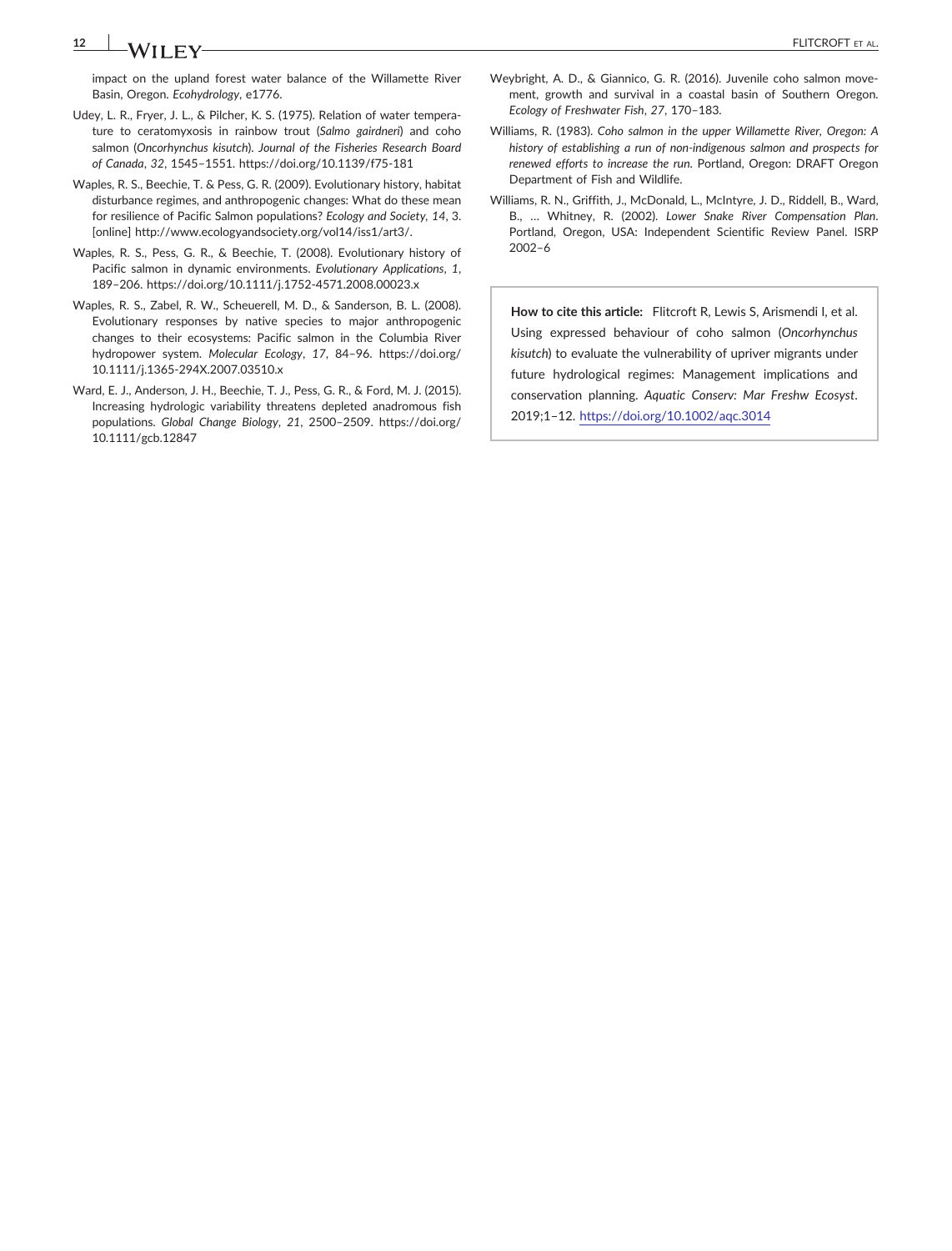impact on the upland forest water balance of the Willamette River Basin, Oregon. *Ecohydrology*, e1776.

Udey, L. R., Fryer, J. L., & Pilcher, K. S. (1975). Relation of water temperature to ceratomyxosis in rainbow trout (*Salmo gairdneri*) and coho salmon (*Oncorhynchus kisutch*). *Journal of the Fisheries Research Board of Canada*, *32*, 1545–1551. https://doi.org/10.1139/f75-181

Waples, R. S., Beechie, T. & Pess, G. R. (2009). Evolutionary history, habitat disturbance regimes, and anthropogenic changes: What do these mean for resilience of Pacific Salmon populations? *Ecology and Society*, *14*, 3. [online] http://www.ecologyandsociety.org/vol14/iss1/art3/.

Waples, R. S., Pess, G. R., & Beechie, T. (2008). Evolutionary history of Pacific salmon in dynamic environments. *Evolutionary Applications*, *1*, 189–206. https://doi.org/10.1111/j.1752-4571.2008.00023.x

Waples, R. S., Zabel, R. W., Scheuerell, M. D., & Sanderson, B. L. (2008). Evolutionary responses by native species to major anthropogenic changes to their ecosystems: Pacific salmon in the Columbia River hydropower system. *Molecular Ecology*, *17*, 84–96. https://doi.org/10.1111/j.1365-294X.2007.03510.x

Ward, E. J., Anderson, J. H., Beechie, T. J., Pess, G. R., & Ford, M. J. (2015). Increasing hydrologic variability threatens depleted anadromous fish populations. *Global Change Biology*, *21*, 2500–2509. https://doi.org/10.1111/gcb.12847

Weybright, A. D., & Giannico, G. R. (2016). Juvenile coho salmon movement, growth and survival in a coastal basin of Southern Oregon. *Ecology of Freshwater Fish*, *27*, 170–183.

Williams, R. (1983). *Coho salmon in the upper Willamette River, Oregon: A history of establishing a run of non-indigenous salmon and prospects for renewed efforts to increase the run*. Portland, Oregon: DRAFT Oregon Department of Fish and Wildlife.

Williams, R. N., Griffith, J., McDonald, L., McIntyre, J. D., Riddell, B., Ward, B., … Whitney, R. (2002). *Lower Snake River Compensation Plan*. Portland, Oregon, USA: Independent Scientific Review Panel. ISRP 2002–6

**How to cite this article:** Flitcroft R, Lewis S, Arismendi I, et al. Using expressed behaviour of coho salmon (*Oncorhynchus kisutch*) to evaluate the vulnerability of upriver migrants under future hydrological regimes: Management implications and conservation planning. *Aquatic Conserv: Mar Freshw Ecosyst*. 2019;1–12. https://doi.org/10.1002/aqc.3014